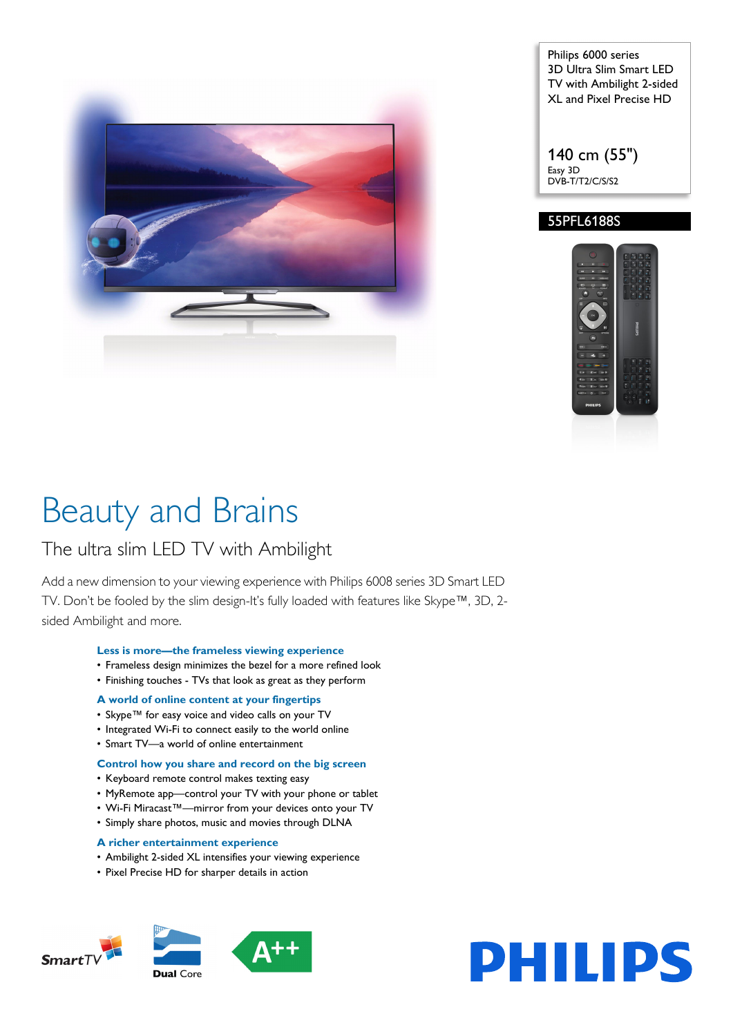Philips 6000 series
3D Ultra Slim Smart LED TV with Ambilight 2-sided XL and Pixel Precise HD

140 cm (55")
Easy 3D
DVB-T/T2/C/S/S2

55PFL6188S

# Beauty and Brains

## The ultra slim LED TV with Ambilight

Add a new dimension to your viewing experience with Philips 6008 series 3D Smart LED TV. Don't be fooled by the slim design-It's fully loaded with features like Skype™, 3D, 2-sided Ambilight and more.

### Less is more—the frameless viewing experience

- Frameless design minimizes the bezel for a more refined look
- Finishing touches - TVs that look as great as they perform

### A world of online content at your fingertips

- Skype™ for easy voice and video calls on your TV
- Integrated Wi-Fi to connect easily to the world online
- Smart TV—a world of online entertainment

### Control how you share and record on the big screen

- Keyboard remote control makes texting easy
- MyRemote app—control your TV with your phone or tablet
- Wi-Fi Miracast™—mirror from your devices onto your TV
- Simply share photos, music and movies through DLNA

### A richer entertainment experience

- Ambilight 2-sided XL intensifies your viewing experience
- Pixel Precise HD for sharper details in action

SmartTV | Dual Core | A++

PHILIPS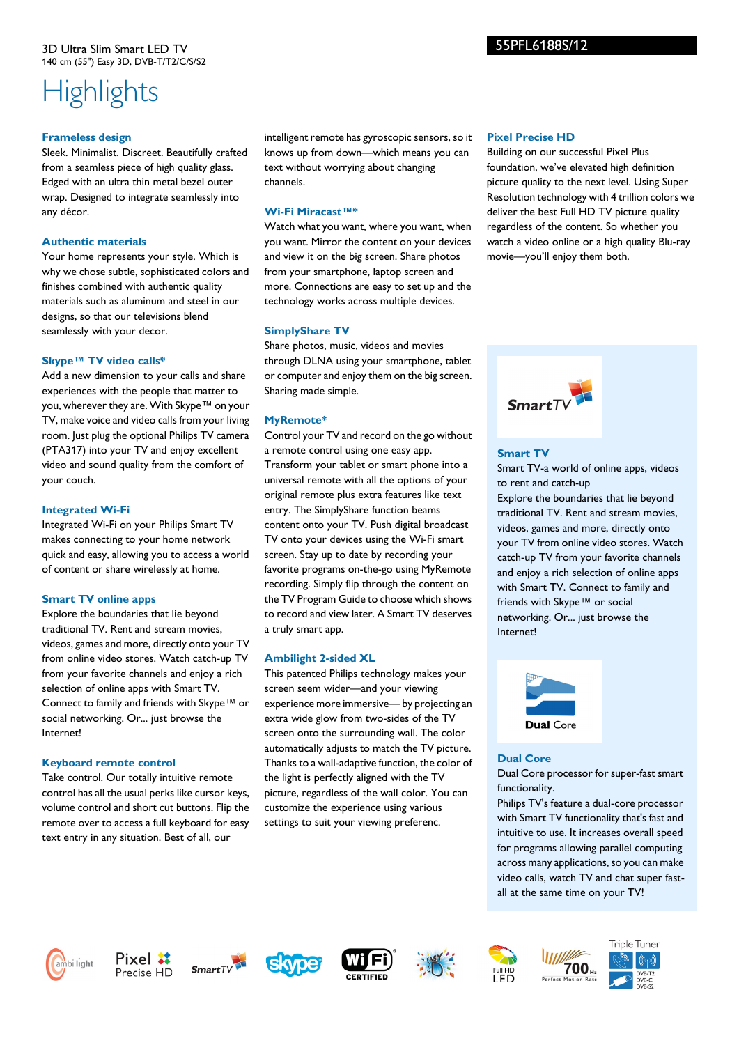3D Ultra Slim Smart LED TV
140 cm (55") Easy 3D, DVB-T/T2/C/S/S2

55PFL6188S/12

# Highlights

### Frameless design

Sleek. Minimalist. Discreet. Beautifully crafted from a seamless piece of high quality glass. Edged with an ultra thin metal bezel outer wrap. Designed to integrate seamlessly into any décor.

### Authentic materials

Your home represents your style. Which is why we chose subtle, sophisticated colors and finishes combined with authentic quality materials such as aluminum and steel in our designs, so that our televisions blend seamlessly with your decor.

### Skype™ TV video calls*

Add a new dimension to your calls and share experiences with the people that matter to you, wherever they are. With Skype™ on your TV, make voice and video calls from your living room. Just plug the optional Philips TV camera (PTA317) into your TV and enjoy excellent video and sound quality from the comfort of your couch.

### Integrated Wi-Fi

Integrated Wi-Fi on your Philips Smart TV makes connecting to your home network quick and easy, allowing you to access a world of content or share wirelessly at home.

### Smart TV online apps

Explore the boundaries that lie beyond traditional TV. Rent and stream movies, videos, games and more, directly onto your TV from online video stores. Watch catch-up TV from your favorite channels and enjoy a rich selection of online apps with Smart TV. Connect to family and friends with Skype™ or social networking. Or... just browse the Internet!

### Keyboard remote control

Take control. Our totally intuitive remote control has all the usual perks like cursor keys, volume control and short cut buttons. Flip the remote over to access a full keyboard for easy text entry in any situation. Best of all, our intelligent remote has gyroscopic sensors, so it knows up from down—which means you can text without worrying about changing channels.

### Wi-Fi Miracast™*

Watch what you want, where you want, when you want. Mirror the content on your devices and view it on the big screen. Share photos from your smartphone, laptop screen and more. Connections are easy to set up and the technology works across multiple devices.

### SimplyShare TV

Share photos, music, videos and movies through DLNA using your smartphone, tablet or computer and enjoy them on the big screen. Sharing made simple.

### MyRemote*

Control your TV and record on the go without a remote control using one easy app. Transform your tablet or smart phone into a universal remote with all the options of your original remote plus extra features like text entry. The SimplyShare function beams content onto your TV. Push digital broadcast TV onto your devices using the Wi-Fi smart screen. Stay up to date by recording your favorite programs on-the-go using MyRemote recording. Simply flip through the content on the TV Program Guide to choose which shows to record and view later. A Smart TV deserves a truly smart app.

### Ambilight 2-sided XL

This patented Philips technology makes your screen seem wider—and your viewing experience more immersive— by projecting an extra wide glow from two-sides of the TV screen onto the surrounding wall. The color automatically adjusts to match the TV picture. Thanks to a wall-adaptive function, the color of the light is perfectly aligned with the TV picture, regardless of the wall color. You can customize the experience using various settings to suit your viewing preferenc.

### Pixel Precise HD

Building on our successful Pixel Plus foundation, we've elevated high definition picture quality to the next level. Using Super Resolution technology with 4 trillion colors we deliver the best Full HD TV picture quality regardless of the content. So whether you watch a video online or a high quality Blu-ray movie—you'll enjoy them both.

### Smart TV

Smart TV-a world of online apps, videos to rent and catch-up

Explore the boundaries that lie beyond traditional TV. Rent and stream movies, videos, games and more, directly onto your TV from online video stores. Watch catch-up TV from your favorite channels and enjoy a rich selection of online apps with Smart TV. Connect to family and friends with Skype™ or social networking. Or... just browse the Internet!

### Dual Core

Dual Core processor for super-fast smart functionality.

Philips TV's feature a dual-core processor with Smart TV functionality that's fast and intuitive to use. It increases overall speed for programs allowing parallel computing across many applications, so you can make video calls, watch TV and chat super fast-all at the same time on your TV!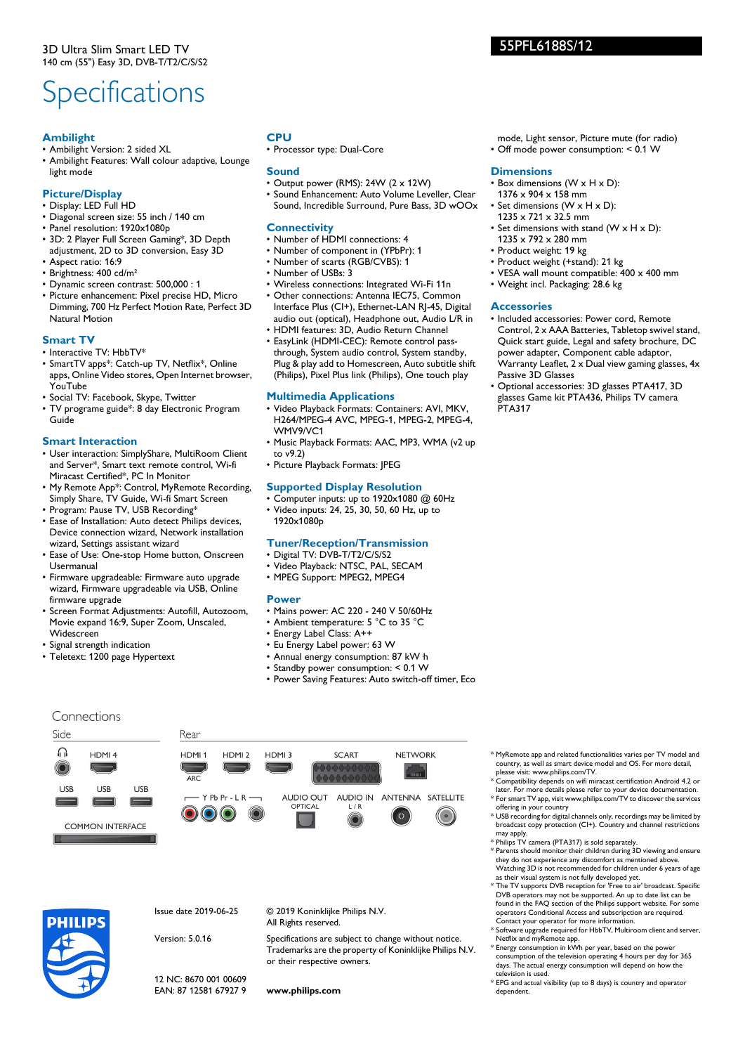3D Ultra Slim Smart LED TV
140 cm (55") Easy 3D, DVB-T/T2/C/S/S2

55PFL6188S/12

# Specifications

## Ambilight
- Ambilight Version: 2 sided XL
- Ambilight Features: Wall colour adaptive, Lounge light mode

## Picture/Display
- Display: LED Full HD
- Diagonal screen size: 55 inch / 140 cm
- Panel resolution: 1920x1080p
- 3D: 2 Player Full Screen Gaming*, 3D Depth adjustment, 2D to 3D conversion, Easy 3D
- Aspect ratio: 16:9
- Brightness: 400 cd/m²
- Dynamic screen contrast: 500,000 : 1
- Picture enhancement: Pixel precise HD, Micro Dimming, 700 Hz Perfect Motion Rate, Perfect 3D Natural Motion

## Smart TV
- Interactive TV: HbbTV*
- SmartTV apps*: Catch-up TV, Netflix*, Online apps, Online Video stores, Open Internet browser, YouTube
- Social TV: Facebook, Skype, Twitter
- TV programe guide*: 8 day Electronic Program Guide

## Smart Interaction
- User interaction: SimplyShare, MultiRoom Client and Server*, Smart text remote control, Wi-fi Miracast Certified*, PC In Monitor
- My Remote App*: Control, MyRemote Recording, Simply Share, TV Guide, Wi-fi Smart Screen
- Program: Pause TV, USB Recording*
- Ease of Installation: Auto detect Philips devices, Device connection wizard, Network installation wizard, Settings assistant wizard
- Ease of Use: One-stop Home button, Onscreen Usermanual
- Firmware upgradeable: Firmware auto upgrade wizard, Firmware upgradeable via USB, Online firmware upgrade
- Screen Format Adjustments: Autofill, Autozoom, Movie expand 16:9, Super Zoom, Unscaled, Widescreen
- Signal strength indication
- Teletext: 1200 page Hypertext

## CPU
- Processor type: Dual-Core

## Sound
- Output power (RMS): 24W (2 x 12W)
- Sound Enhancement: Auto Volume Leveller, Clear Sound, Incredible Surround, Pure Bass, 3D wOOx

## Connectivity
- Number of HDMI connections: 4
- Number of component in (YPbPr): 1
- Number of scarts (RGB/CVBS): 1
- Number of USBs: 3
- Wireless connections: Integrated Wi-Fi 11n
- Other connections: Antenna IEC75, Common Interface Plus (CI+), Ethernet-LAN RJ-45, Digital audio out (optical), Headphone out, Audio L/R in
- HDMI features: 3D, Audio Return Channel
- EasyLink (HDMI-CEC): Remote control pass-through, System audio control, System standby, Plug & play add to Homescreen, Auto subtitle shift (Philips), Pixel Plus link (Philips), One touch play

## Multimedia Applications
- Video Playback Formats: Containers: AVI, MKV, H264/MPEG-4 AVC, MPEG-1, MPEG-2, MPEG-4, WMV9/VC1
- Music Playback Formats: AAC, MP3, WMA (v2 up to v9.2)
- Picture Playback Formats: JPEG

## Supported Display Resolution
- Computer inputs: up to 1920x1080 @ 60Hz
- Video inputs: 24, 25, 30, 50, 60 Hz, up to 1920x1080p

## Tuner/Reception/Transmission
- Digital TV: DVB-T/T2/C/S/S2
- Video Playback: NTSC, PAL, SECAM
- MPEG Support: MPEG2, MPEG4

## Power
- Mains power: AC 220 - 240 V 50/60Hz
- Ambient temperature: 5 °C to 35 °C
- Energy Label Class: A++
- Eu Energy Label power: 63 W
- Annual energy consumption: 87 kW h
- Standby power consumption: < 0.1 W
- Power Saving Features: Auto switch-off timer, Eco mode, Light sensor, Picture mute (for radio)
- Off mode power consumption: < 0.1 W

## Dimensions
- Box dimensions (W x H x D): 1376 x 904 x 158 mm
- Set dimensions (W x H x D): 1235 x 721 x 32.5 mm
- Set dimensions with stand (W x H x D): 1235 x 792 x 280 mm
- Product weight: 19 kg
- Product weight (+stand): 21 kg
- VESA wall mount compatible: 400 x 400 mm
- Weight incl. Packaging: 28.6 kg

## Accessories
- Included accessories: Power cord, Remote Control, 2 x AAA Batteries, Tabletop swivel stand, Quick start guide, Legal and safety brochure, DC power adapter, Component cable adaptor, Warranty Leaflet, 2 x Dual view gaming glasses, 4x Passive 3D Glasses
- Optional accessories: 3D glasses PTA417, 3D glasses Game kit PTA436, Philips TV camera PTA317

## Connections

Side

HDMI 4

USB USB USB

COMMON INTERFACE

Rear

HDMI 1 (ARC) HDMI 2 HDMI 3 SCART NETWORK

Y Pb Pr - L R

AUDIO OUT OPTICAL

AUDIO IN L / R

ANTENNA

SATELLITE

Issue date 2019-06-25

Version: 5.0.16

12 NC: 8670 001 00609
EAN: 87 12581 67927 9

© 2019 Koninklijke Philips N.V.
All Rights reserved.

Specifications are subject to change without notice. Trademarks are the property of Koninklijke Philips N.V. or their respective owners.

**www.philips.com**

* MyRemote app and related functionalities varies per TV model and country, as well as smart device model and OS. For more detail, please visit: www.philips.com/TV.
* Compatibility depends on wifi miracast certification Android 4.2 or later. For more details please refer to your device documentation.
* For smart TV app, visit www.philips.com/TV to discover the services offering in your country
* USB recording for digital channels only, recordings may be limited by broadcast copy protection (CI+). Country and channel restrictions may apply.
* Philips TV camera (PTA317) is sold separately.
* Parents should monitor their children during 3D viewing and ensure they do not experience any discomfort as mentioned above. Watching 3D is not recommended for children under 6 years of age as their visual system is not fully developed yet.
* The TV supports DVB reception for 'Free to air' broadcast. Specific DVB operators may not be supported. An up to date list can be found in the FAQ section of the Philips support website. For some operators Conditional Access and subscription are required. Contact your operator for more information.
* Software upgrade required for HbbTV, Multiroom client and server, Netflix and myRemote app.
* Energy consumption in kWh per year, based on the power consumption of the television operating 4 hours per day for 365 days. The actual energy consumption will depend on how the television is used.
* EPG and actual visibility (up to 8 days) is country and operator dependent.